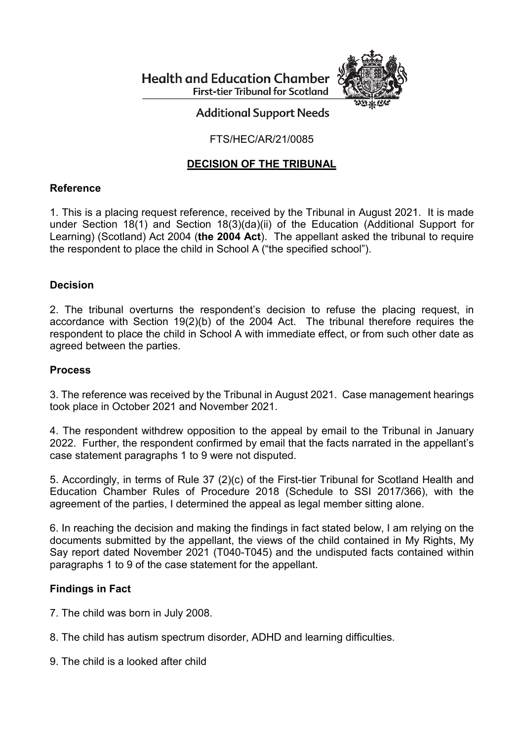Health and Education Chamber
First-tier Tribunal for Scotland

Additional Support Needs

FTS/HEC/AR/21/0085

**DECISION OF THE TRIBUNAL**

**Reference**

1. This is a placing request reference, received by the Tribunal in August 2021. It is made under Section 18(1) and Section 18(3)(da)(ii) of the Education (Additional Support for Learning) (Scotland) Act 2004 (**the 2004 Act**). The appellant asked the tribunal to require the respondent to place the child in School A ("the specified school").

**Decision**

2. The tribunal overturns the respondent's decision to refuse the placing request, in accordance with Section 19(2)(b) of the 2004 Act. The tribunal therefore requires the respondent to place the child in School A with immediate effect, or from such other date as agreed between the parties.

**Process**

3. The reference was received by the Tribunal in August 2021. Case management hearings took place in October 2021 and November 2021.

4. The respondent withdrew opposition to the appeal by email to the Tribunal in January 2022. Further, the respondent confirmed by email that the facts narrated in the appellant's case statement paragraphs 1 to 9 were not disputed.

5. Accordingly, in terms of Rule 37 (2)(c) of the First-tier Tribunal for Scotland Health and Education Chamber Rules of Procedure 2018 (Schedule to SSI 2017/366), with the agreement of the parties, I determined the appeal as legal member sitting alone.

6. In reaching the decision and making the findings in fact stated below, I am relying on the documents submitted by the appellant, the views of the child contained in My Rights, My Say report dated November 2021 (T040-T045) and the undisputed facts contained within paragraphs 1 to 9 of the case statement for the appellant.

**Findings in Fact**

7. The child was born in July 2008.

8. The child has autism spectrum disorder, ADHD and learning difficulties.

9. The child is a looked after child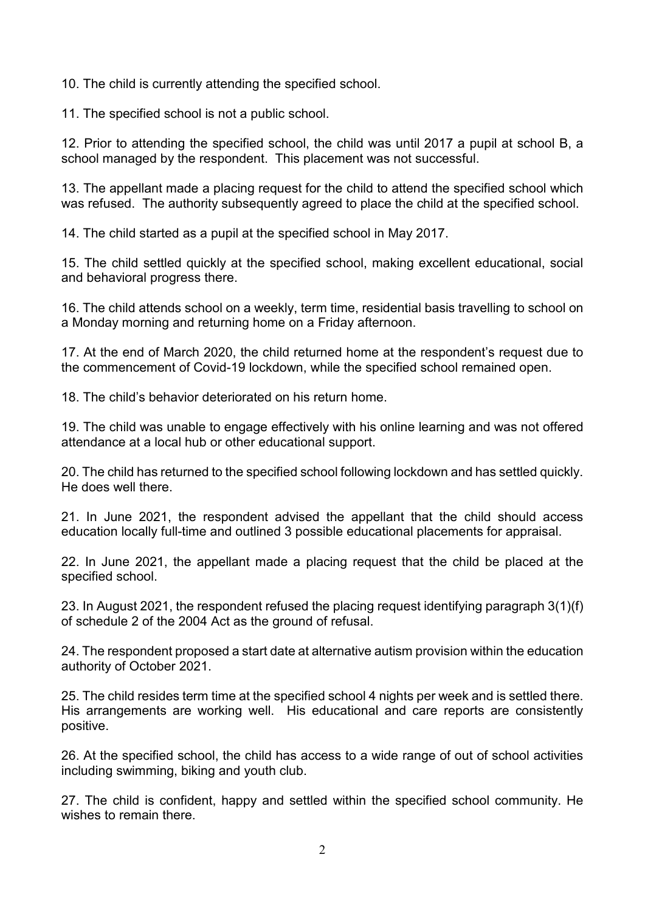10. The child is currently attending the specified school.

11. The specified school is not a public school.

12. Prior to attending the specified school, the child was until 2017 a pupil at school B, a school managed by the respondent. This placement was not successful.

13. The appellant made a placing request for the child to attend the specified school which was refused. The authority subsequently agreed to place the child at the specified school.

14. The child started as a pupil at the specified school in May 2017.

15. The child settled quickly at the specified school, making excellent educational, social and behavioral progress there.

16. The child attends school on a weekly, term time, residential basis travelling to school on a Monday morning and returning home on a Friday afternoon.

17. At the end of March 2020, the child returned home at the respondent's request due to the commencement of Covid-19 lockdown, while the specified school remained open.

18. The child's behavior deteriorated on his return home.

19. The child was unable to engage effectively with his online learning and was not offered attendance at a local hub or other educational support.

20. The child has returned to the specified school following lockdown and has settled quickly. He does well there.

21. In June 2021, the respondent advised the appellant that the child should access education locally full-time and outlined 3 possible educational placements for appraisal.

22. In June 2021, the appellant made a placing request that the child be placed at the specified school.

23. In August 2021, the respondent refused the placing request identifying paragraph 3(1)(f) of schedule 2 of the 2004 Act as the ground of refusal.

24. The respondent proposed a start date at alternative autism provision within the education authority of October 2021.

25. The child resides term time at the specified school 4 nights per week and is settled there. His arrangements are working well. His educational and care reports are consistently positive.

26. At the specified school, the child has access to a wide range of out of school activities including swimming, biking and youth club.

27. The child is confident, happy and settled within the specified school community. He wishes to remain there.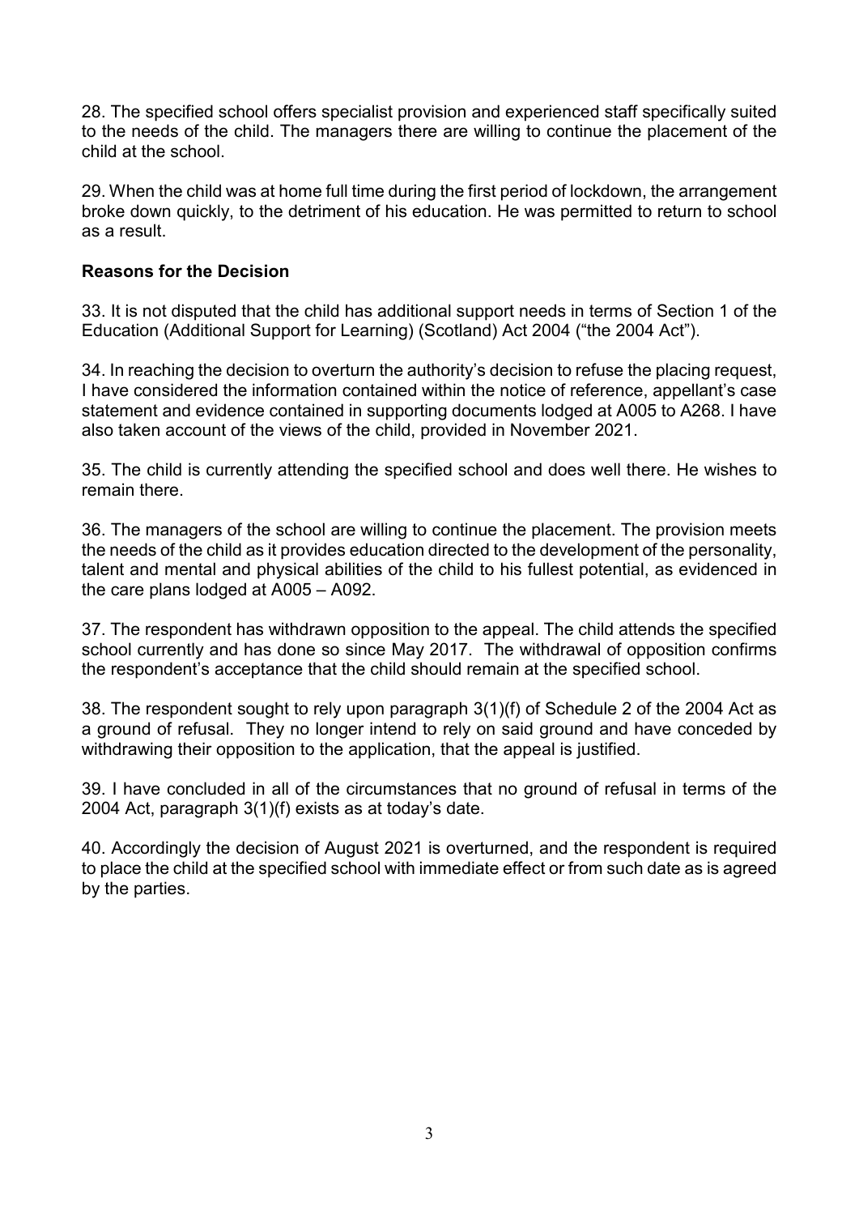28. The specified school offers specialist provision and experienced staff specifically suited to the needs of the child. The managers there are willing to continue the placement of the child at the school.

29. When the child was at home full time during the first period of lockdown, the arrangement broke down quickly, to the detriment of his education. He was permitted to return to school as a result.

## Reasons for the Decision

33. It is not disputed that the child has additional support needs in terms of Section 1 of the Education (Additional Support for Learning) (Scotland) Act 2004 ("the 2004 Act").

34. In reaching the decision to overturn the authority's decision to refuse the placing request, I have considered the information contained within the notice of reference, appellant's case statement and evidence contained in supporting documents lodged at A005 to A268. I have also taken account of the views of the child, provided in November 2021.

35. The child is currently attending the specified school and does well there. He wishes to remain there.

36. The managers of the school are willing to continue the placement. The provision meets the needs of the child as it provides education directed to the development of the personality, talent and mental and physical abilities of the child to his fullest potential, as evidenced in the care plans lodged at A005 – A092.

37. The respondent has withdrawn opposition to the appeal. The child attends the specified school currently and has done so since May 2017. The withdrawal of opposition confirms the respondent's acceptance that the child should remain at the specified school.

38. The respondent sought to rely upon paragraph 3(1)(f) of Schedule 2 of the 2004 Act as a ground of refusal. They no longer intend to rely on said ground and have conceded by withdrawing their opposition to the application, that the appeal is justified.

39. I have concluded in all of the circumstances that no ground of refusal in terms of the 2004 Act, paragraph 3(1)(f) exists as at today's date.

40. Accordingly the decision of August 2021 is overturned, and the respondent is required to place the child at the specified school with immediate effect or from such date as is agreed by the parties.